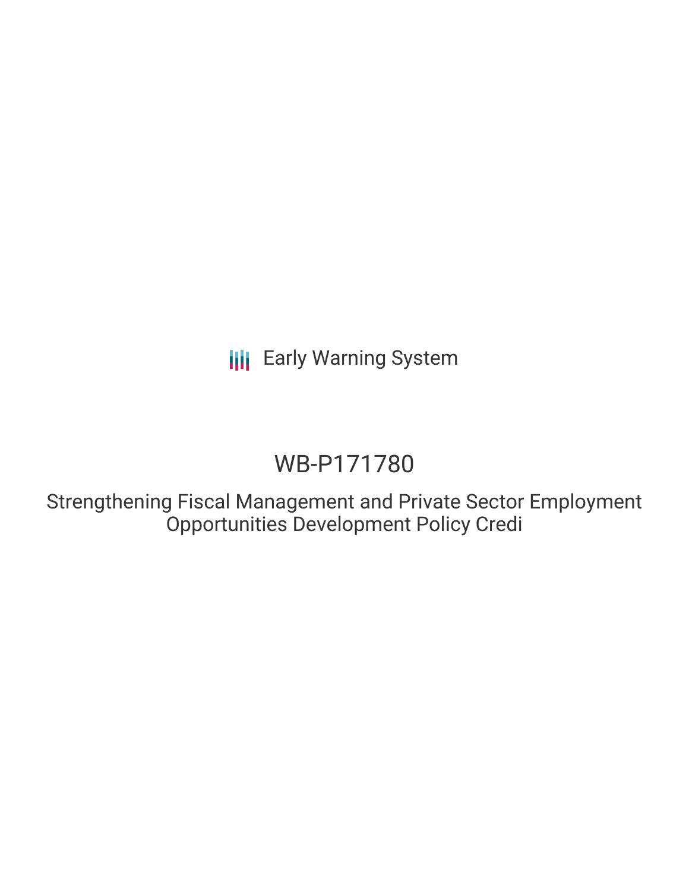Early Warning System

# WB-P171780

## Strengthening Fiscal Management and Private Sector Employment Opportunities Development Policy Credi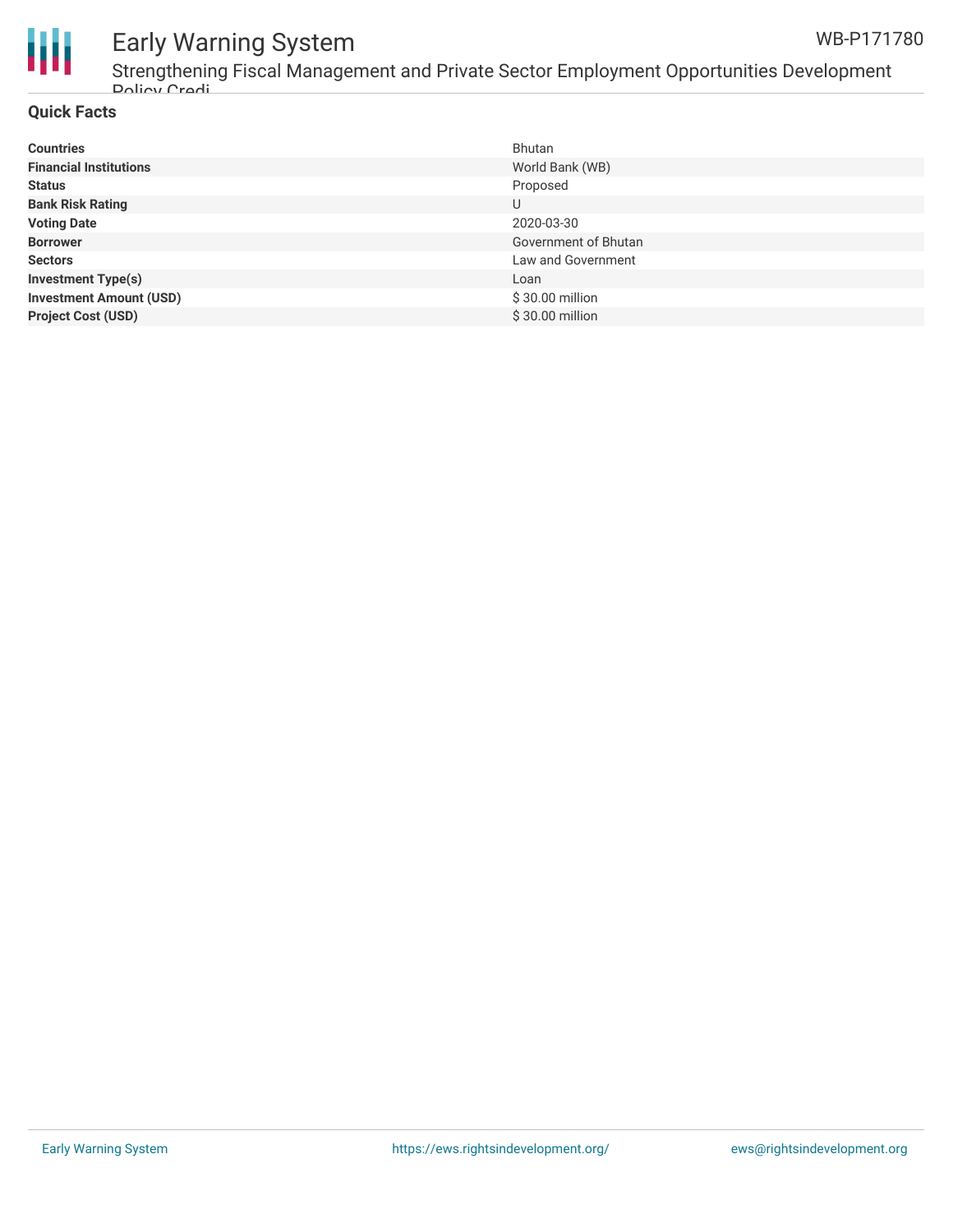## Quick Facts

| | |
|---|---|
| **Countries** | Bhutan |
| **Financial Institutions** | World Bank (WB) |
| **Status** | Proposed |
| **Bank Risk Rating** | U |
| **Voting Date** | 2020-03-30 |
| **Borrower** | Government of Bhutan |
| **Sectors** | Law and Government |
| **Investment Type(s)** | Loan |
| **Investment Amount (USD)** | $ 30.00 million |
| **Project Cost (USD)** | $ 30.00 million |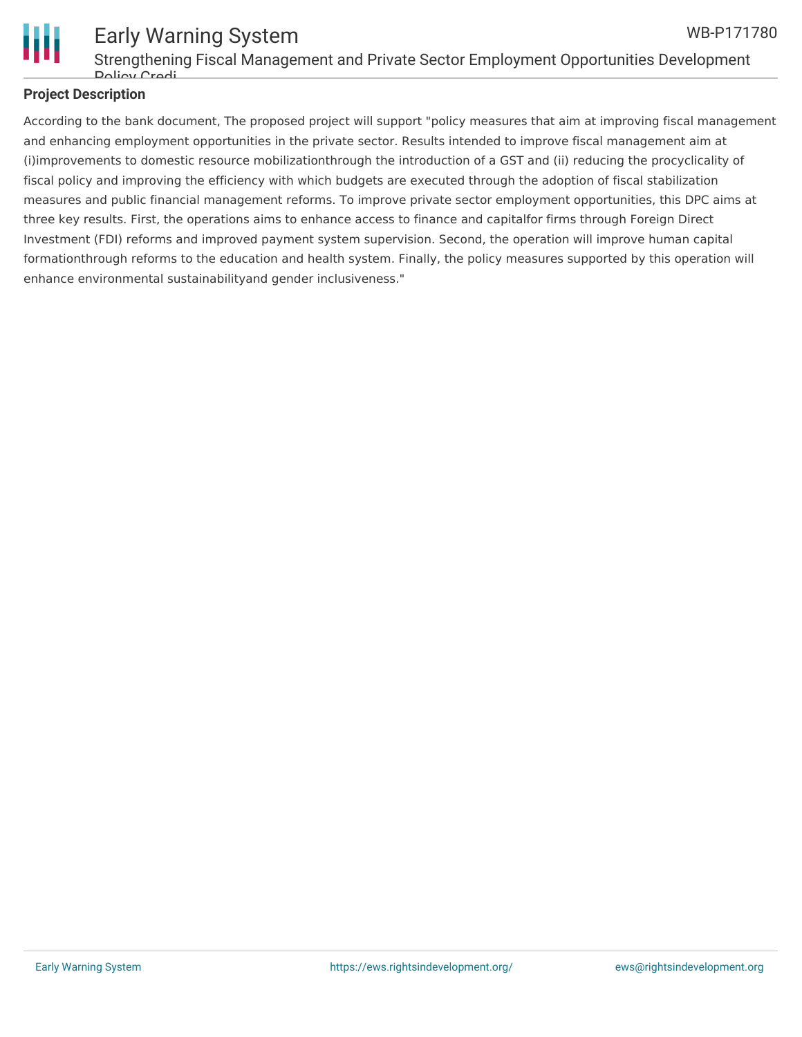**Project Description**

According to the bank document, The proposed project will support "policy measures that aim at improving fiscal management and enhancing employment opportunities in the private sector. Results intended to improve fiscal management aim at (i)improvements to domestic resource mobilizationthrough the introduction of a GST and (ii) reducing the procyclicality of fiscal policy and improving the efficiency with which budgets are executed through the adoption of fiscal stabilization measures and public financial management reforms. To improve private sector employment opportunities, this DPC aims at three key results. First, the operations aims to enhance access to finance and capitalfor firms through Foreign Direct Investment (FDI) reforms and improved payment system supervision. Second, the operation will improve human capital formationthrough reforms to the education and health system. Finally, the policy measures supported by this operation will enhance environmental sustainabilityand gender inclusiveness."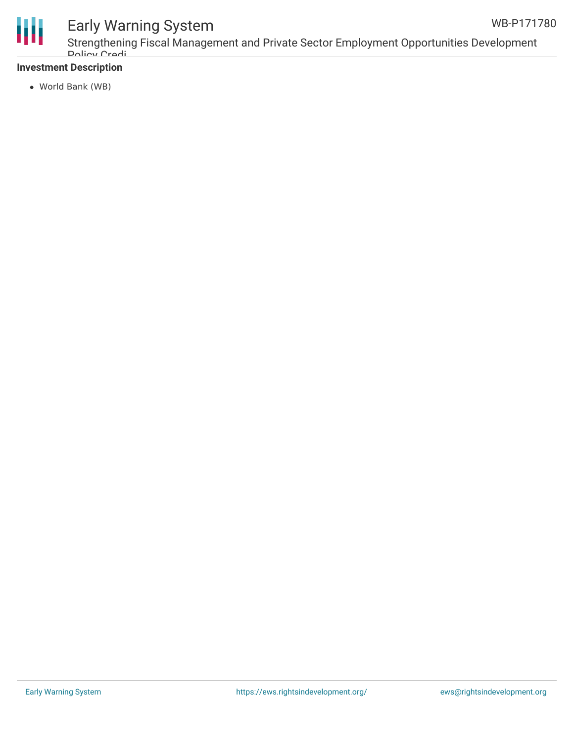**Investment Description**

- World Bank (WB)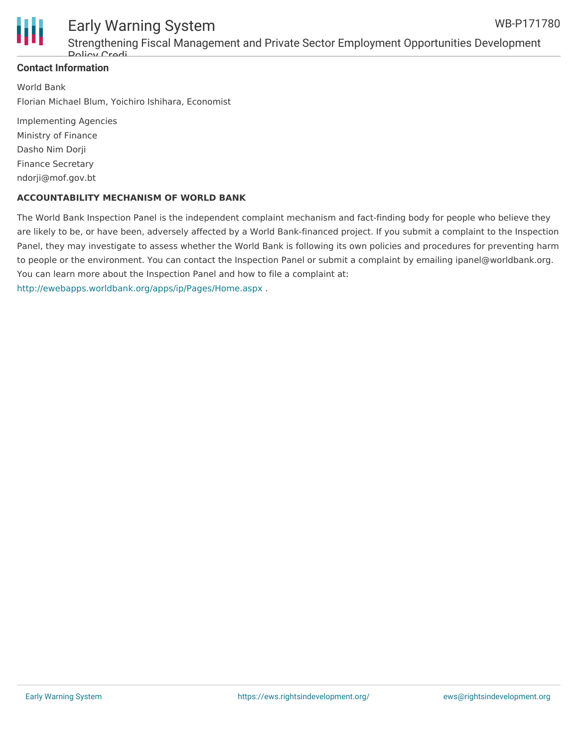**Contact Information**

World Bank

Florian Michael Blum, Yoichiro Ishihara, Economist

Implementing Agencies

Ministry of Finance

Dasho Nim Dorji

Finance Secretary

ndorji@mof.gov.bt

**ACCOUNTABILITY MECHANISM OF WORLD BANK**

The World Bank Inspection Panel is the independent complaint mechanism and fact-finding body for people who believe they are likely to be, or have been, adversely affected by a World Bank-financed project. If you submit a complaint to the Inspection Panel, they may investigate to assess whether the World Bank is following its own policies and procedures for preventing harm to people or the environment. You can contact the Inspection Panel or submit a complaint by emailing ipanel@worldbank.org. You can learn more about the Inspection Panel and how to file a complaint at: http://ewebapps.worldbank.org/apps/ip/Pages/Home.aspx .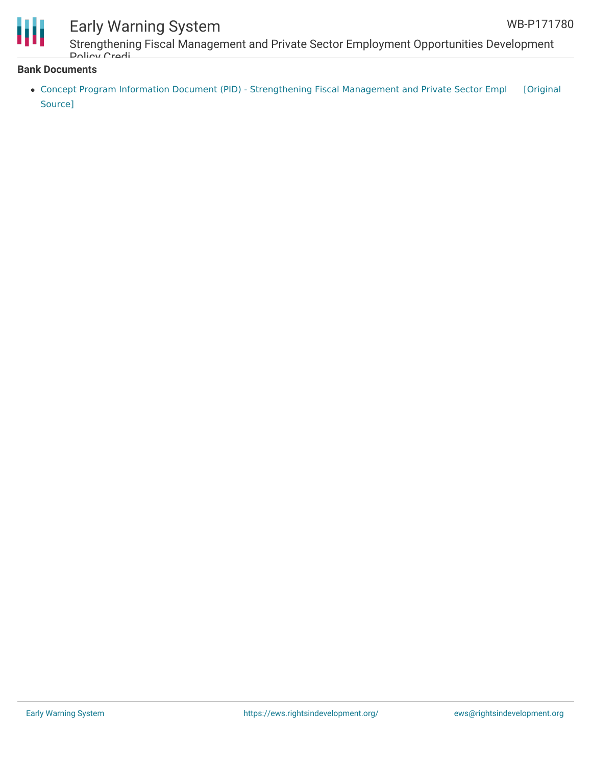**Bank Documents**

- Concept Program Information Document (PID) - Strengthening Fiscal Management and Private Sector Empl [Original Source]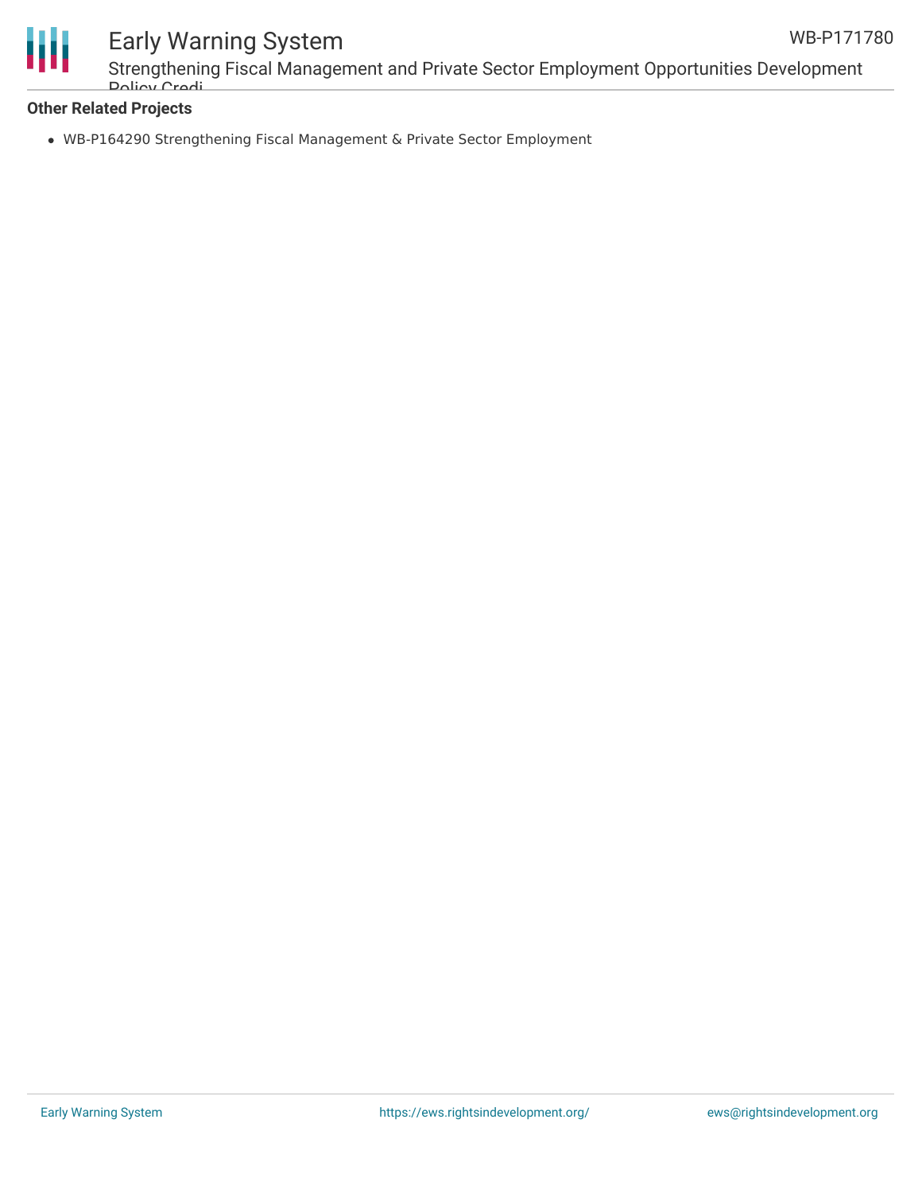**Other Related Projects**

- WB-P164290 Strengthening Fiscal Management & Private Sector Employment